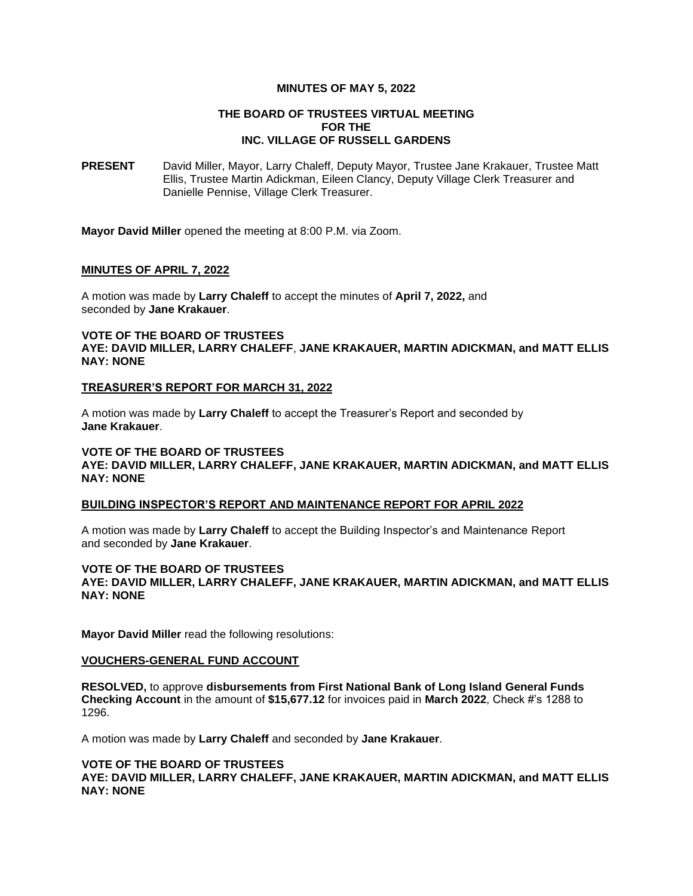**MINUTES OF MAY 5, 2022**

**THE BOARD OF TRUSTEES VIRTUAL MEETING**
**FOR THE**
**INC. VILLAGE OF RUSSELL GARDENS**

**PRESENT** David Miller, Mayor, Larry Chaleff, Deputy Mayor, Trustee Jane Krakauer, Trustee Matt Ellis, Trustee Martin Adickman, Eileen Clancy, Deputy Village Clerk Treasurer and Danielle Pennise, Village Clerk Treasurer.

**Mayor David Miller** opened the meeting at 8:00 P.M. via Zoom.

**MINUTES OF APRIL 7, 2022**

A motion was made by **Larry Chaleff** to accept the minutes of **April 7, 2022,** and seconded by **Jane Krakauer**.

**VOTE OF THE BOARD OF TRUSTEES**
**AYE: DAVID MILLER, LARRY CHALEFF**, **JANE KRAKAUER, MARTIN ADICKMAN, and MATT ELLIS**
**NAY: NONE**

**TREASURER'S REPORT FOR MARCH 31, 2022**

A motion was made by **Larry Chaleff** to accept the Treasurer's Report and seconded by **Jane Krakauer**.

**VOTE OF THE BOARD OF TRUSTEES**
**AYE: DAVID MILLER, LARRY CHALEFF, JANE KRAKAUER, MARTIN ADICKMAN, and MATT ELLIS**
**NAY: NONE**

**BUILDING INSPECTOR'S REPORT AND MAINTENANCE REPORT FOR APRIL 2022**

A motion was made by **Larry Chaleff** to accept the Building Inspector's and Maintenance Report and seconded by **Jane Krakauer**.

**VOTE OF THE BOARD OF TRUSTEES**
**AYE: DAVID MILLER, LARRY CHALEFF, JANE KRAKAUER, MARTIN ADICKMAN, and MATT ELLIS**
**NAY: NONE**

**Mayor David Miller** read the following resolutions:

**VOUCHERS-GENERAL FUND ACCOUNT**

**RESOLVED,** to approve **disbursements from First National Bank of Long Island General Funds Checking Account** in the amount of **$15,677.12** for invoices paid in **March 2022**, Check #'s 1288 to 1296.

A motion was made by **Larry Chaleff** and seconded by **Jane Krakauer**.

**VOTE OF THE BOARD OF TRUSTEES**
**AYE: DAVID MILLER, LARRY CHALEFF, JANE KRAKAUER, MARTIN ADICKMAN, and MATT ELLIS**
**NAY: NONE**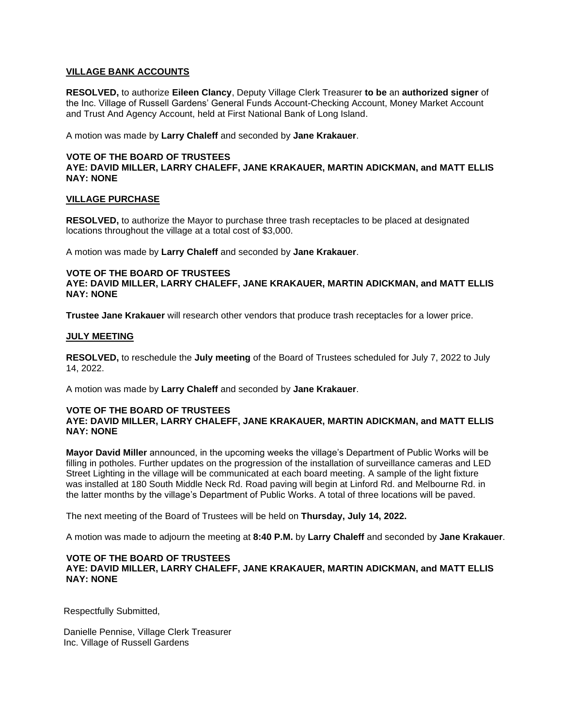## VILLAGE BANK ACCOUNTS

**RESOLVED,** to authorize **Eileen Clancy**, Deputy Village Clerk Treasurer **to be** an **authorized signer** of the Inc. Village of Russell Gardens' General Funds Account-Checking Account, Money Market Account and Trust And Agency Account, held at First National Bank of Long Island.

A motion was made by **Larry Chaleff** and seconded by **Jane Krakauer**.

**VOTE OF THE BOARD OF TRUSTEES**
**AYE: DAVID MILLER, LARRY CHALEFF, JANE KRAKAUER, MARTIN ADICKMAN, and MATT ELLIS**
**NAY: NONE**

## VILLAGE PURCHASE

**RESOLVED,** to authorize the Mayor to purchase three trash receptacles to be placed at designated locations throughout the village at a total cost of $3,000.

A motion was made by **Larry Chaleff** and seconded by **Jane Krakauer**.

**VOTE OF THE BOARD OF TRUSTEES**
**AYE: DAVID MILLER, LARRY CHALEFF, JANE KRAKAUER, MARTIN ADICKMAN, and MATT ELLIS**
**NAY: NONE**

**Trustee Jane Krakauer** will research other vendors that produce trash receptacles for a lower price.

## JULY MEETING

**RESOLVED,** to reschedule the **July meeting** of the Board of Trustees scheduled for July 7, 2022 to July 14, 2022.

A motion was made by **Larry Chaleff** and seconded by **Jane Krakauer**.

**VOTE OF THE BOARD OF TRUSTEES**
**AYE: DAVID MILLER, LARRY CHALEFF, JANE KRAKAUER, MARTIN ADICKMAN, and MATT ELLIS**
**NAY: NONE**

**Mayor David Miller** announced, in the upcoming weeks the village's Department of Public Works will be filling in potholes. Further updates on the progression of the installation of surveillance cameras and LED Street Lighting in the village will be communicated at each board meeting. A sample of the light fixture was installed at 180 South Middle Neck Rd. Road paving will begin at Linford Rd. and Melbourne Rd. in the latter months by the village's Department of Public Works. A total of three locations will be paved.

The next meeting of the Board of Trustees will be held on **Thursday, July 14, 2022.**

A motion was made to adjourn the meeting at **8:40 P.M.** by **Larry Chaleff** and seconded by **Jane Krakauer**.

**VOTE OF THE BOARD OF TRUSTEES**
**AYE: DAVID MILLER, LARRY CHALEFF, JANE KRAKAUER, MARTIN ADICKMAN, and MATT ELLIS**
**NAY: NONE**

Respectfully Submitted,

Danielle Pennise, Village Clerk Treasurer
Inc. Village of Russell Gardens